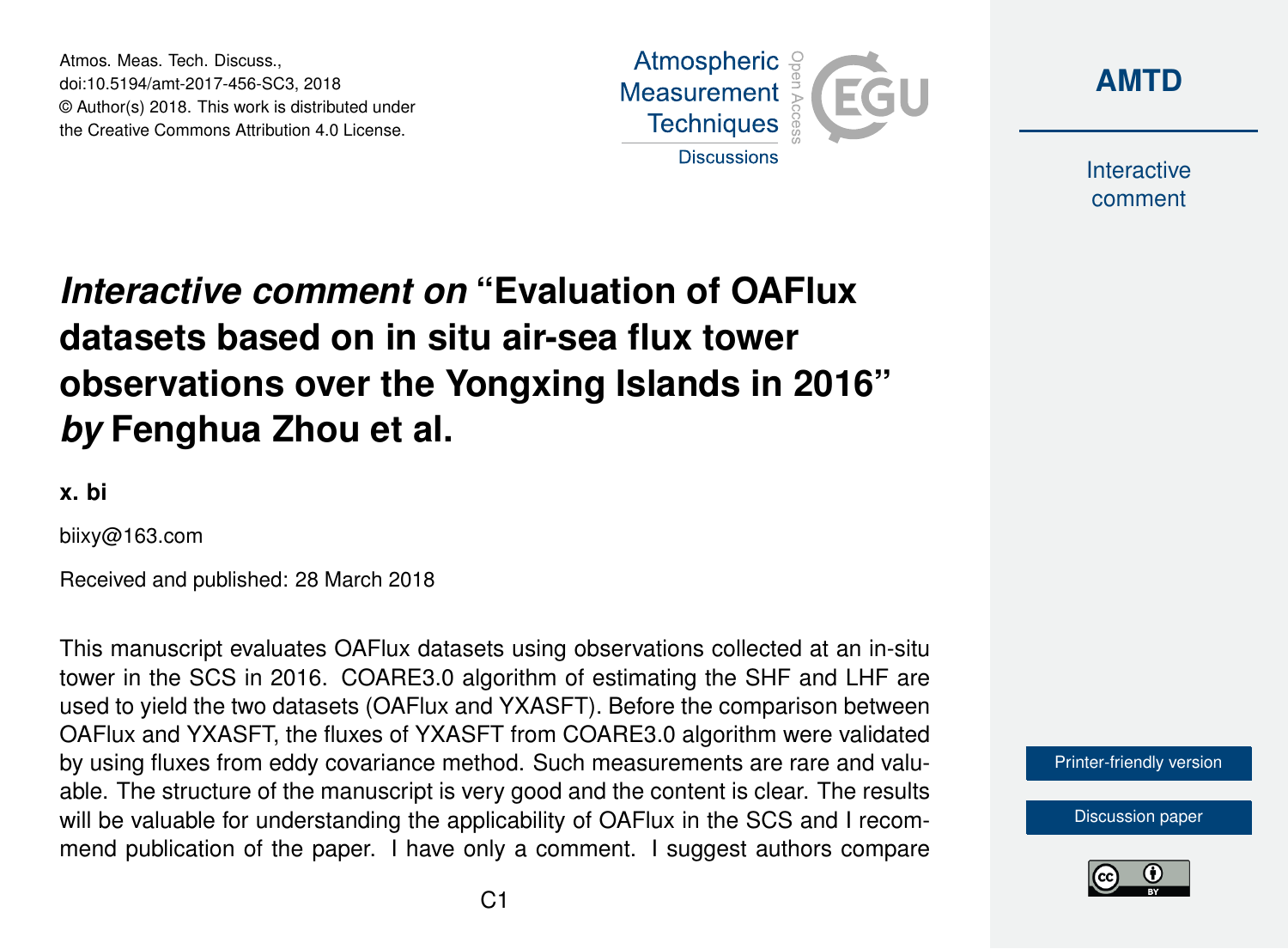# *Interactive comment on* "Evaluation of OAFlux datasets based on in situ air-sea flux tower observations over the Yongxing Islands in 2016" *by* Fenghua Zhou et al.

**x. bi**

biixy@163.com

Received and published: 28 March 2018

This manuscript evaluates OAFlux datasets using observations collected at an in-situ tower in the SCS in 2016. COARE3.0 algorithm of estimating the SHF and LHF are used to yield the two datasets (OAFlux and YXASFT). Before the comparison between OAFlux and YXASFT, the fluxes of YXASFT from COARE3.0 algorithm were validated by using fluxes from eddy covariance method. Such measurements are rare and valuable. The structure of the manuscript is very good and the content is clear. The results will be valuable for understanding the applicability of OAFlux in the SCS and I recommend publication of the paper. I have only a comment. I suggest authors compare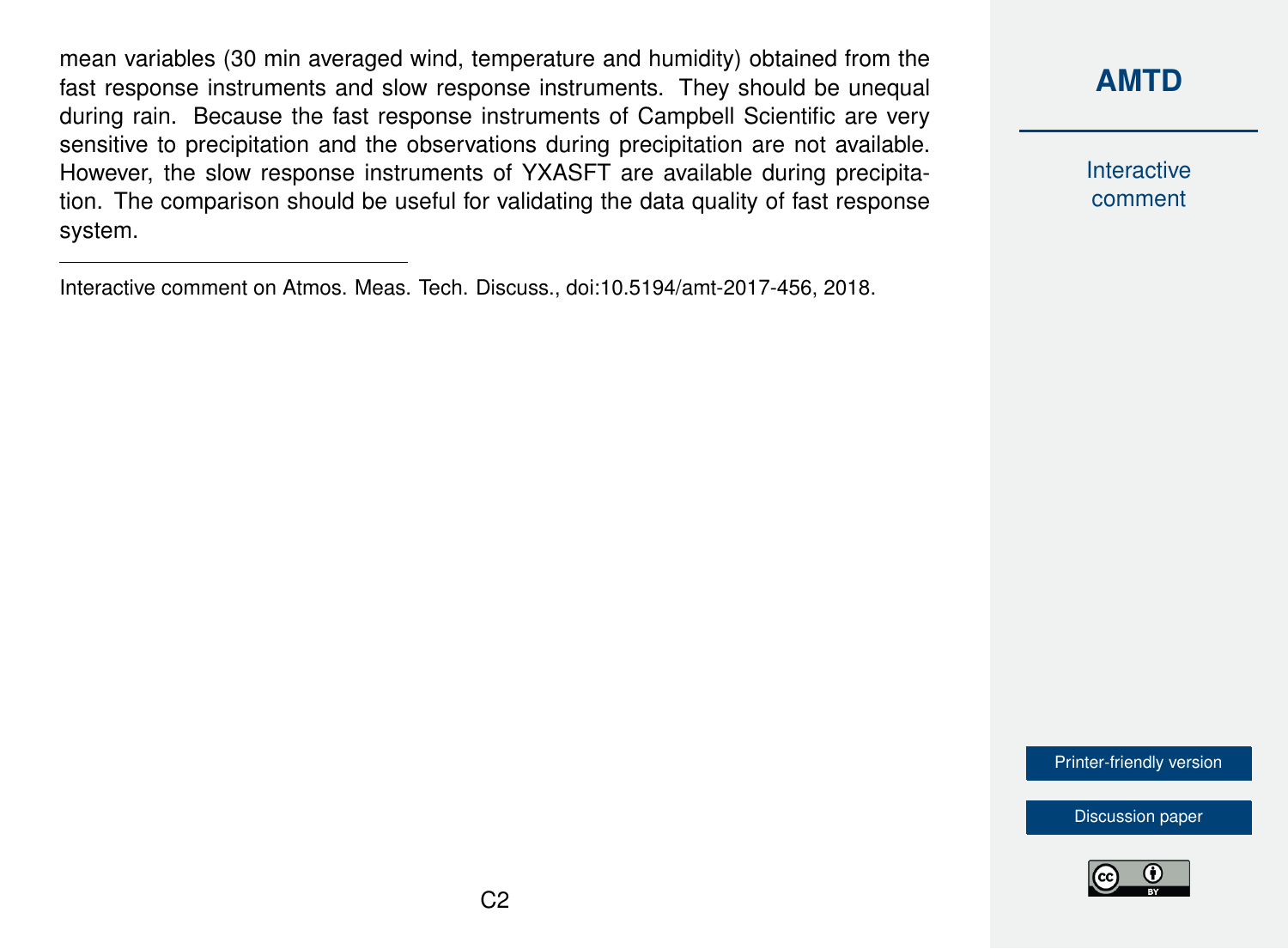mean variables (30 min averaged wind, temperature and humidity) obtained from the fast response instruments and slow response instruments. They should be unequal during rain. Because the fast response instruments of Campbell Scientific are very sensitive to precipitation and the observations during precipitation are not available. However, the slow response instruments of YXASFT are available during precipitation. The comparison should be useful for validating the data quality of fast response system.

---

Interactive comment on Atmos. Meas. Tech. Discuss., doi:10.5194/amt-2017-456, 2018.